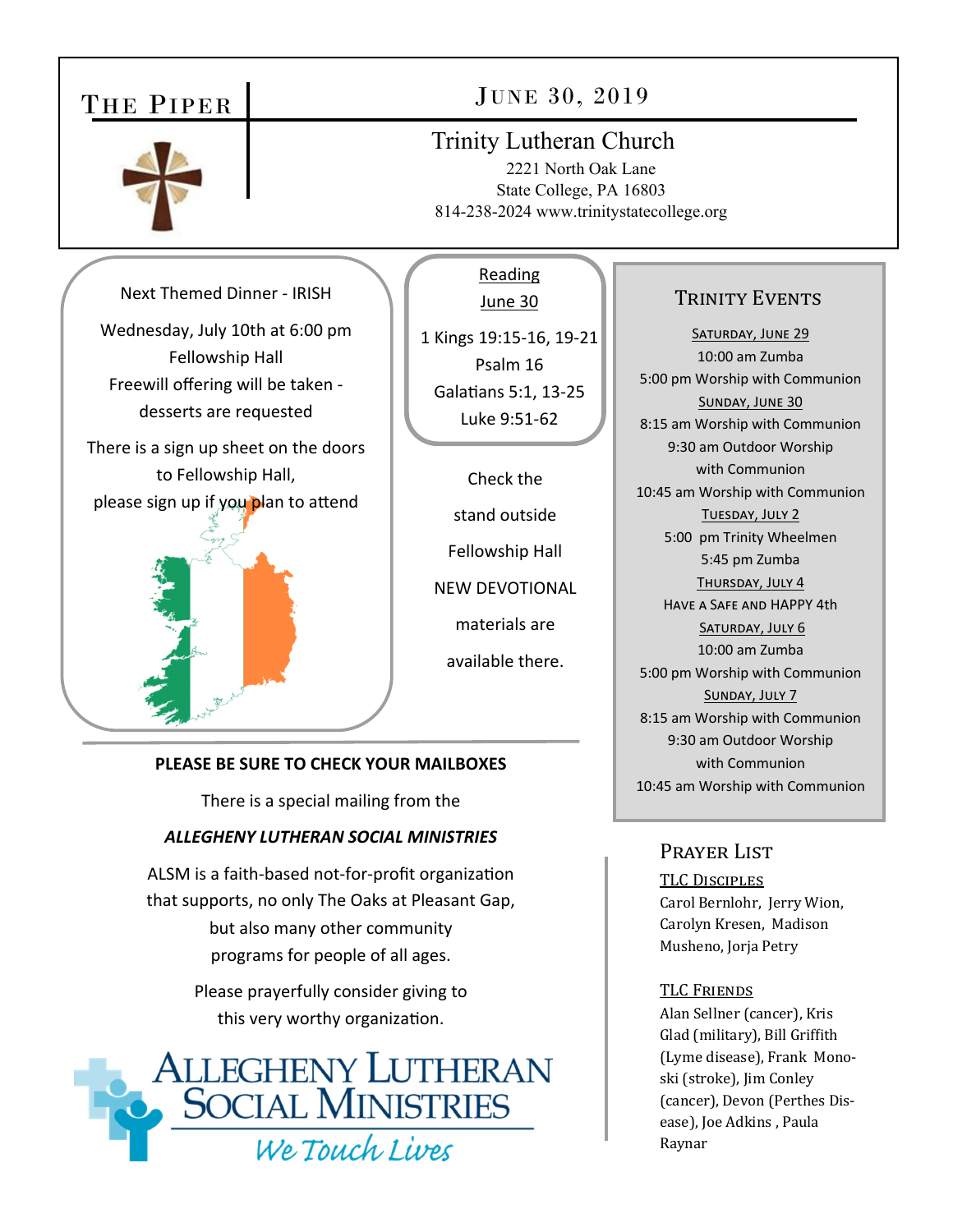# The Piper

## June 30, 2019

**Trinity Lutheran Church**
2221 North Oak Lane
State College, PA 16803
814-238-2024 www.trinitystatecollege.org

Next Themed Dinner - IRISH

Wednesday, July 10th at 6:00 pm
Fellowship Hall
Freewill offering will be taken - desserts are requested

There is a sign up sheet on the doors to Fellowship Hall, please sign up if you plan to attend

**Reading June 30**

1 Kings 19:15-16, 19-21
Psalm 16
Galatians 5:1, 13-25
Luke 9:51-62

Check the stand outside Fellowship Hall NEW DEVOTIONAL materials are available there.

## Trinity Events

**Saturday, June 29**
10:00 am Zumba
5:00 pm Worship with Communion

**Sunday, June 30**
8:15 am Worship with Communion
9:30 am Outdoor Worship with Communion
10:45 am Worship with Communion

**Tuesday, July 2**
5:00 pm Trinity Wheelmen
5:45 pm Zumba

**Thursday, July 4**
Have a Safe and Happy 4th

**Saturday, July 6**
10:00 am Zumba
5:00 pm Worship with Communion

**Sunday, July 7**
8:15 am Worship with Communion
9:30 am Outdoor Worship with Communion
10:45 am Worship with Communion

**PLEASE BE SURE TO CHECK YOUR MAILBOXES**

There is a special mailing from the

***ALLEGHENY LUTHERAN SOCIAL MINISTRIES***

ALSM is a faith-based not-for-profit organization that supports, no only The Oaks at Pleasant Gap, but also many other community programs for people of all ages.

Please prayerfully consider giving to this very worthy organization.

Allegheny Lutheran Social Ministries
*We Touch Lives*

## Prayer List

**TLC Disciples**
Carol Bernlohr, Jerry Wion, Carolyn Kresen, Madison Musheno, Jorja Petry

**TLC Friends**
Alan Sellner (cancer), Kris Glad (military), Bill Griffith (Lyme disease), Frank Monoski (stroke), Jim Conley (cancer), Devon (Perthes Disease), Joe Adkins , Paula Raynar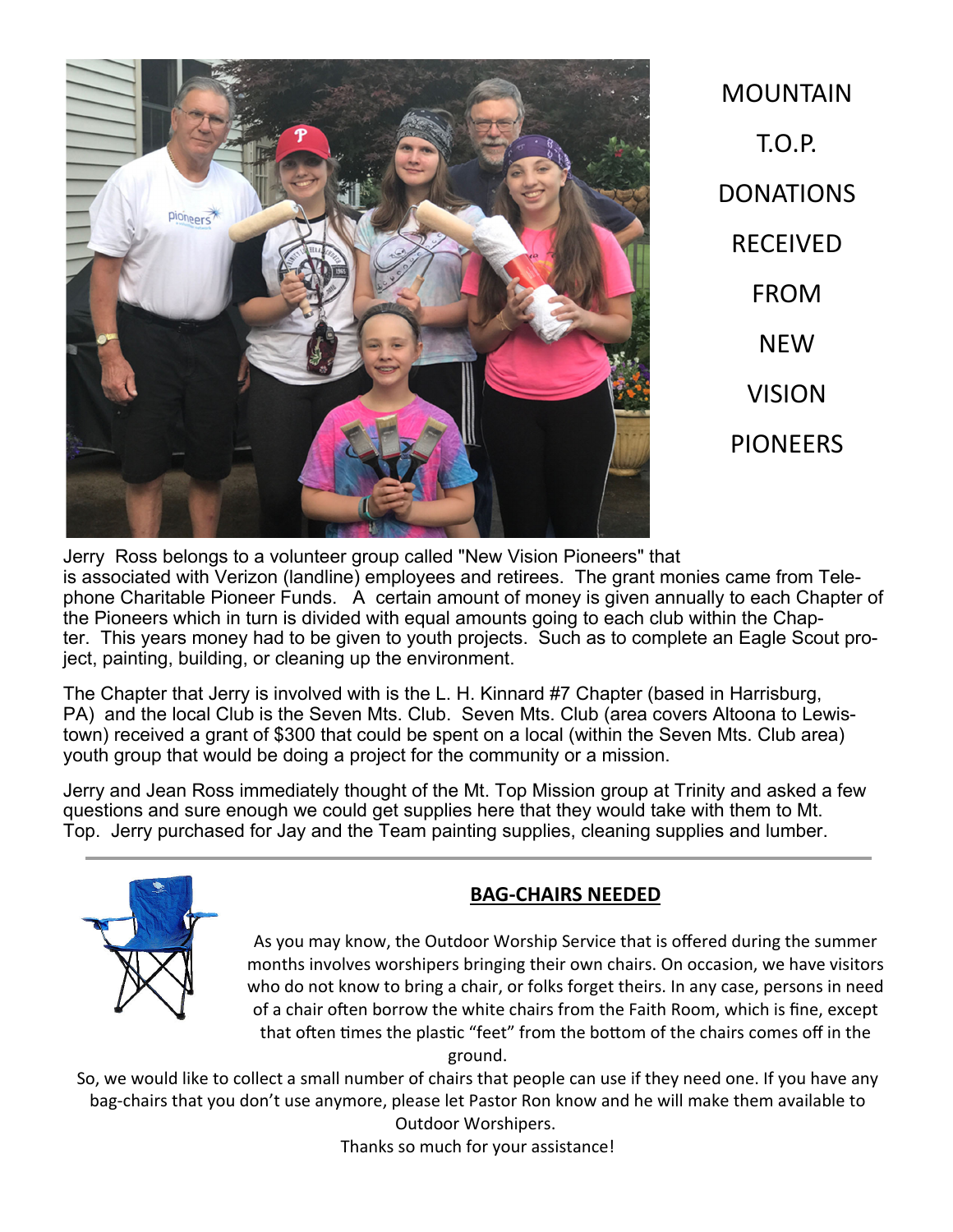# MOUNTAIN T.O.P. DONATIONS RECEIVED FROM NEW VISION PIONEERS

Jerry Ross belongs to a volunteer group called "New Vision Pioneers" that is associated with Verizon (landline) employees and retirees. The grant monies came from Telephone Charitable Pioneer Funds. A certain amount of money is given annually to each Chapter of the Pioneers which in turn is divided with equal amounts going to each club within the Chapter. This years money had to be given to youth projects. Such as to complete an Eagle Scout project, painting, building, or cleaning up the environment.

The Chapter that Jerry is involved with is the L. H. Kinnard #7 Chapter (based in Harrisburg, PA) and the local Club is the Seven Mts. Club. Seven Mts. Club (area covers Altoona to Lewistown) received a grant of $300 that could be spent on a local (within the Seven Mts. Club area) youth group that would be doing a project for the community or a mission.

Jerry and Jean Ross immediately thought of the Mt. Top Mission group at Trinity and asked a few questions and sure enough we could get supplies here that they would take with them to Mt. Top. Jerry purchased for Jay and the Team painting supplies, cleaning supplies and lumber.

---

## BAG-CHAIRS NEEDED

As you may know, the Outdoor Worship Service that is offered during the summer months involves worshipers bringing their own chairs. On occasion, we have visitors who do not know to bring a chair, or folks forget theirs. In any case, persons in need of a chair often borrow the white chairs from the Faith Room, which is fine, except that often times the plastic "feet" from the bottom of the chairs comes off in the ground.

So, we would like to collect a small number of chairs that people can use if they need one. If you have any bag-chairs that you don't use anymore, please let Pastor Ron know and he will make them available to Outdoor Worshipers.

Thanks so much for your assistance!